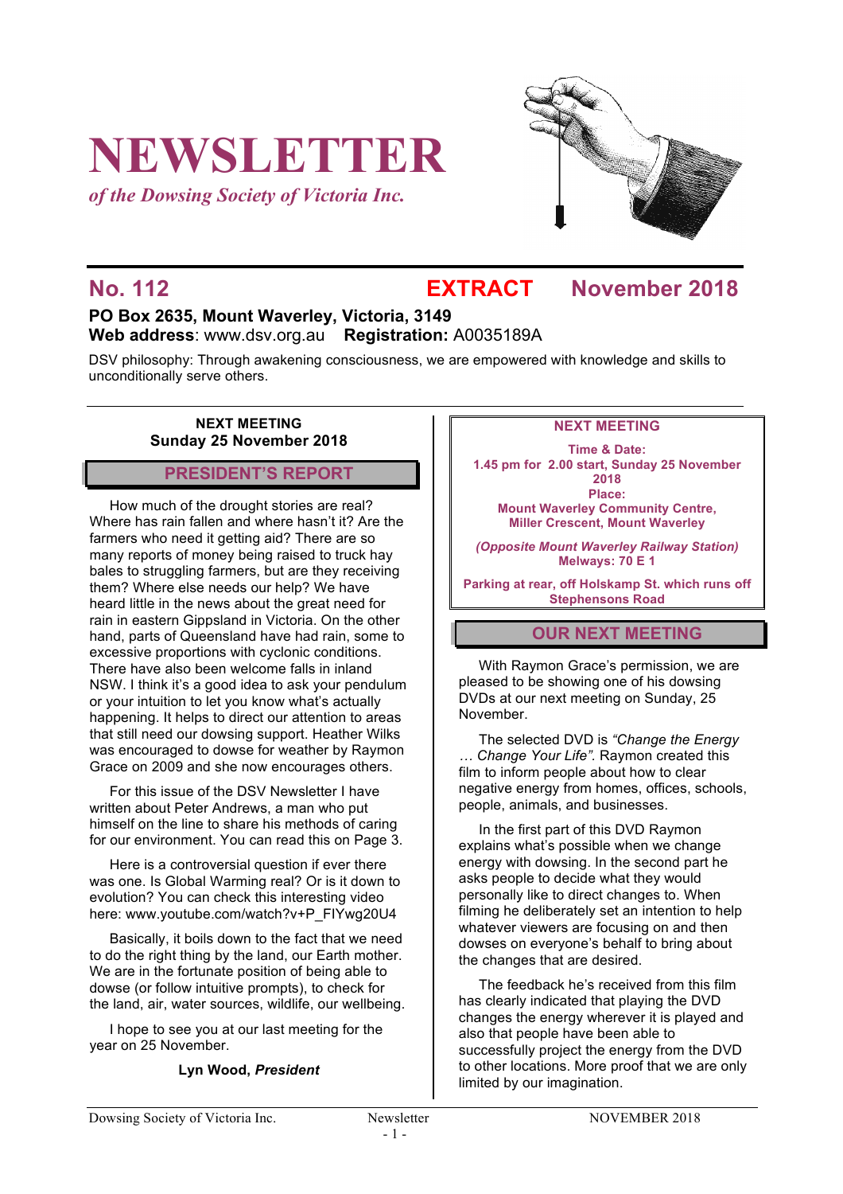# NEWSLETTER

*of the Dowsing Society of Victoria Inc.*

## No. 112 EXTRACT November 2018

**PO Box 2635, Mount Waverley, Victoria, 3149**
**Web address**: www.dsv.org.au **Registration:** A0035189A

DSV philosophy: Through awakening consciousness, we are empowered with knowledge and skills to unconditionally serve others.

**NEXT MEETING**
**Sunday 25 November 2018**

## PRESIDENT'S REPORT

How much of the drought stories are real? Where has rain fallen and where hasn't it? Are the farmers who need it getting aid? There are so many reports of money being raised to truck hay bales to struggling farmers, but are they receiving them? Where else needs our help? We have heard little in the news about the great need for rain in eastern Gippsland in Victoria. On the other hand, parts of Queensland have had rain, some to excessive proportions with cyclonic conditions. There have also been welcome falls in inland NSW. I think it's a good idea to ask your pendulum or your intuition to let you know what's actually happening. It helps to direct our attention to areas that still need our dowsing support. Heather Wilks was encouraged to dowse for weather by Raymon Grace on 2009 and she now encourages others.

For this issue of the DSV Newsletter I have written about Peter Andrews, a man who put himself on the line to share his methods of caring for our environment. You can read this on Page 3.

Here is a controversial question if ever there was one. Is Global Warming real? Or is it down to evolution? You can check this interesting video here: www.youtube.com/watch?v+P_FIYwg20U4

Basically, it boils down to the fact that we need to do the right thing by the land, our Earth mother. We are in the fortunate position of being able to dowse (or follow intuitive prompts), to check for the land, air, water sources, wildlife, our wellbeing.

I hope to see you at our last meeting for the year on 25 November.

**Lyn Wood, *President***

## NEXT MEETING

**Time & Date:**
**1.45 pm for 2.00 start, Sunday 25 November 2018**
**Place:**
**Mount Waverley Community Centre, Miller Crescent, Mount Waverley**

***(Opposite Mount Waverley Railway Station)***
**Melways: 70 E 1**

**Parking at rear, off Holskamp St. which runs off Stephensons Road**

## OUR NEXT MEETING

With Raymon Grace's permission, we are pleased to be showing one of his dowsing DVDs at our next meeting on Sunday, 25 November.

The selected DVD is *"Change the Energy … Change Your Life"*. Raymon created this film to inform people about how to clear negative energy from homes, offices, schools, people, animals, and businesses.

In the first part of this DVD Raymon explains what's possible when we change energy with dowsing. In the second part he asks people to decide what they would personally like to direct changes to. When filming he deliberately set an intention to help whatever viewers are focusing on and then dowses on everyone's behalf to bring about the changes that are desired.

The feedback he's received from this film has clearly indicated that playing the DVD changes the energy wherever it is played and also that people have been able to successfully project the energy from the DVD to other locations. More proof that we are only limited by our imagination.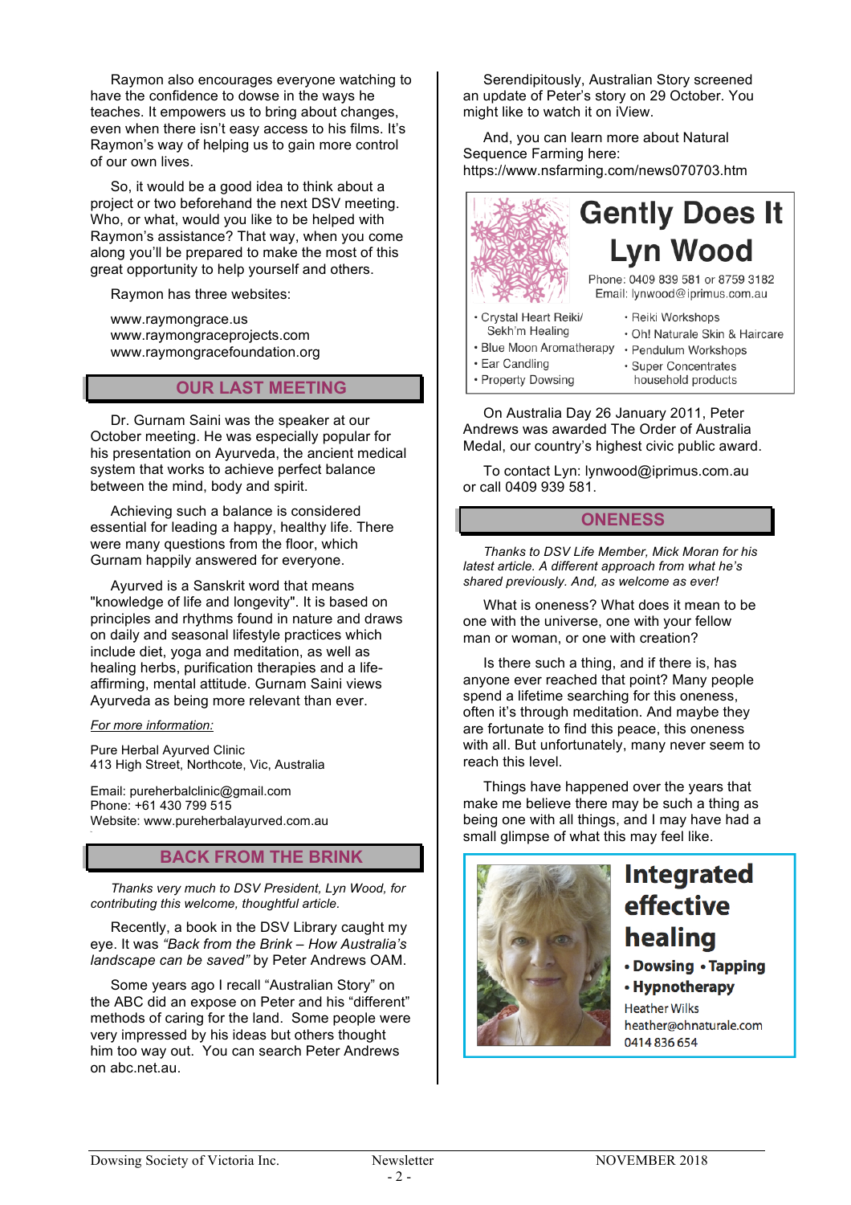Raymon also encourages everyone watching to have the confidence to dowse in the ways he teaches. It empowers us to bring about changes, even when there isn't easy access to his films. It's Raymon's way of helping us to gain more control of our own lives.

So, it would be a good idea to think about a project or two beforehand the next DSV meeting. Who, or what, would you like to be helped with Raymon's assistance? That way, when you come along you'll be prepared to make the most of this great opportunity to help yourself and others.

Raymon has three websites:

www.raymongrace.us
www.raymongraceprojects.com
www.raymongracefoundation.org

## OUR LAST MEETING

Dr. Gurnam Saini was the speaker at our October meeting. He was especially popular for his presentation on Ayurveda, the ancient medical system that works to achieve perfect balance between the mind, body and spirit.

Achieving such a balance is considered essential for leading a happy, healthy life. There were many questions from the floor, which Gurnam happily answered for everyone.

Ayurved is a Sanskrit word that means "knowledge of life and longevity". It is based on principles and rhythms found in nature and draws on daily and seasonal lifestyle practices which include diet, yoga and meditation, as well as healing herbs, purification therapies and a life-affirming, mental attitude. Gurnam Saini views Ayurveda as being more relevant than ever.

*For more information:*

Pure Herbal Ayurved Clinic
413 High Street, Northcote, Vic, Australia

Email: pureherbalclinic@gmail.com
Phone: +61 430 799 515
Website: www.pureherbalayurved.com.au

## BACK FROM THE BRINK

*Thanks very much to DSV President, Lyn Wood, for contributing this welcome, thoughtful article.*

Recently, a book in the DSV Library caught my eye. It was *"Back from the Brink – How Australia's landscape can be saved"* by Peter Andrews OAM.

Some years ago I recall "Australian Story" on the ABC did an expose on Peter and his "different" methods of caring for the land. Some people were very impressed by his ideas but others thought him too way out. You can search Peter Andrews on abc.net.au.

Serendipitously, Australian Story screened an update of Peter's story on 29 October. You might like to watch it on iView.

And, you can learn more about Natural Sequence Farming here:
https://www.nsfarming.com/news070703.htm

**Gently Does It**
**Lyn Wood**
Phone: 0409 839 581 or 8759 3182
Email: lynwood@iprimus.com.au

- Crystal Heart Reiki/ Sekh'm Healing
- Blue Moon Aromatherapy
- Ear Candling
- Property Dowsing
- Reiki Workshops
- Oh! Naturale Skin & Haircare
- Pendulum Workshops
- Super Concentrates household products

On Australia Day 26 January 2011, Peter Andrews was awarded The Order of Australia Medal, our country's highest civic public award.

To contact Lyn: lynwood@iprimus.com.au or call 0409 939 581.

## ONENESS

*Thanks to DSV Life Member, Mick Moran for his latest article. A different approach from what he's shared previously. And, as welcome as ever!*

What is oneness? What does it mean to be one with the universe, one with your fellow man or woman, or one with creation?

Is there such a thing, and if there is, has anyone ever reached that point? Many people spend a lifetime searching for this oneness, often it's through meditation. And maybe they are fortunate to find this peace, this oneness with all. But unfortunately, many never seem to reach this level.

Things have happened over the years that make me believe there may be such a thing as being one with all things, and I may have had a small glimpse of what this may feel like.

**Integrated effective healing**
- **Dowsing**
- **Tapping**
- **Hypnotherapy**

Heather Wilks
heather@ohnaturale.com
0414 836 654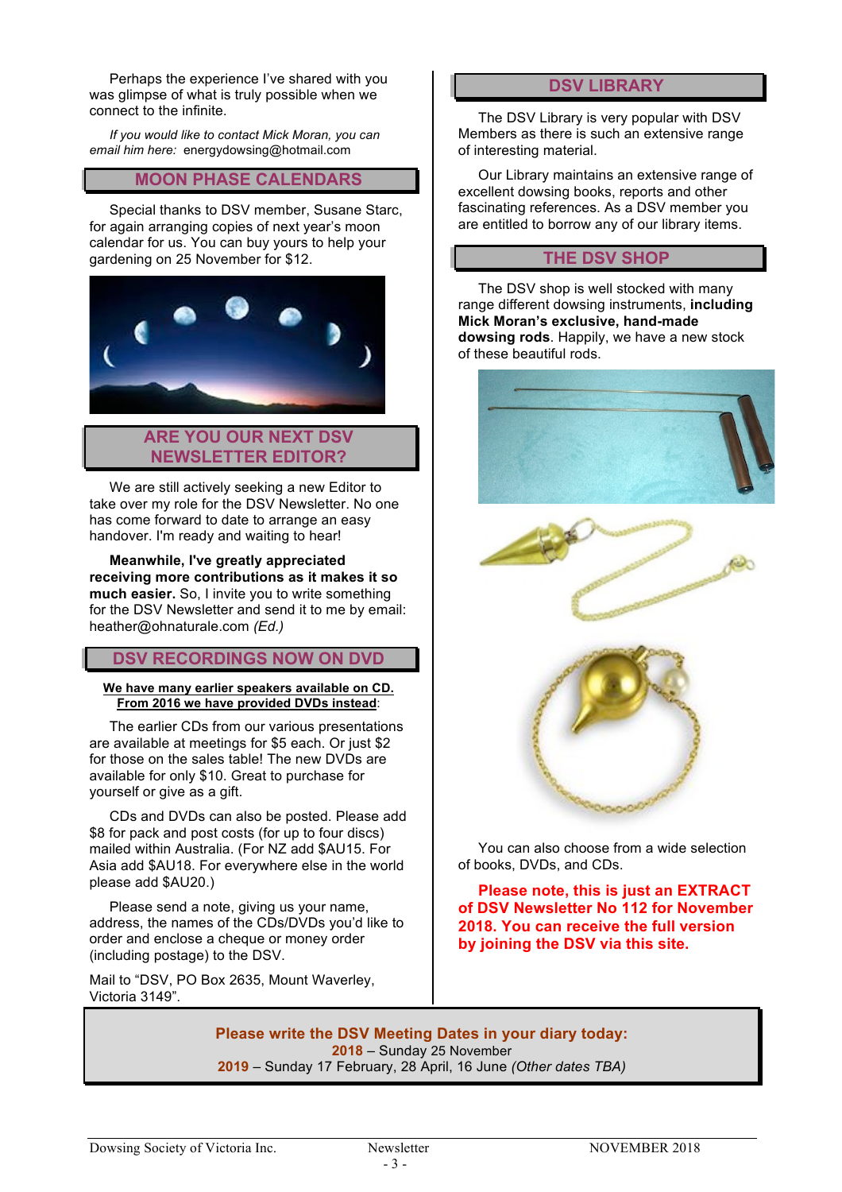Perhaps the experience I've shared with you was glimpse of what is truly possible when we connect to the infinite.

*If you would like to contact Mick Moran, you can email him here:* energydowsing@hotmail.com

## MOON PHASE CALENDARS

Special thanks to DSV member, Susane Starc, for again arranging copies of next year's moon calendar for us. You can buy yours to help your gardening on 25 November for $12.

## ARE YOU OUR NEXT DSV NEWSLETTER EDITOR?

We are still actively seeking a new Editor to take over my role for the DSV Newsletter. No one has come forward to date to arrange an easy handover. I'm ready and waiting to hear!

**Meanwhile, I've greatly appreciated receiving more contributions as it makes it so much easier.** So, I invite you to write something for the DSV Newsletter and send it to me by email: heather@ohnaturale.com *(Ed.)*

## DSV RECORDINGS NOW ON DVD

**We have many earlier speakers available on CD. From 2016 we have provided DVDs instead:**

The earlier CDs from our various presentations are available at meetings for $5 each. Or just $2 for those on the sales table! The new DVDs are available for only $10. Great to purchase for yourself or give as a gift.

CDs and DVDs can also be posted. Please add $8 for pack and post costs (for up to four discs) mailed within Australia. (For NZ add $AU15. For Asia add $AU18. For everywhere else in the world please add $AU20.)

Please send a note, giving us your name, address, the names of the CDs/DVDs you'd like to order and enclose a cheque or money order (including postage) to the DSV.

Mail to "DSV, PO Box 2635, Mount Waverley, Victoria 3149".

## DSV LIBRARY

The DSV Library is very popular with DSV Members as there is such an extensive range of interesting material.

Our Library maintains an extensive range of excellent dowsing books, reports and other fascinating references. As a DSV member you are entitled to borrow any of our library items.

## THE DSV SHOP

The DSV shop is well stocked with many range different dowsing instruments, **including Mick Moran's exclusive, hand-made dowsing rods**. Happily, we have a new stock of these beautiful rods.

You can also choose from a wide selection of books, DVDs, and CDs.

**Please note, this is just an EXTRACT of DSV Newsletter No 112 for November 2018. You can receive the full version by joining the DSV via this site.**

**Please write the DSV Meeting Dates in your diary today:**
**2018** – Sunday 25 November
**2019** – Sunday 17 February, 28 April, 16 June *(Other dates TBA)*